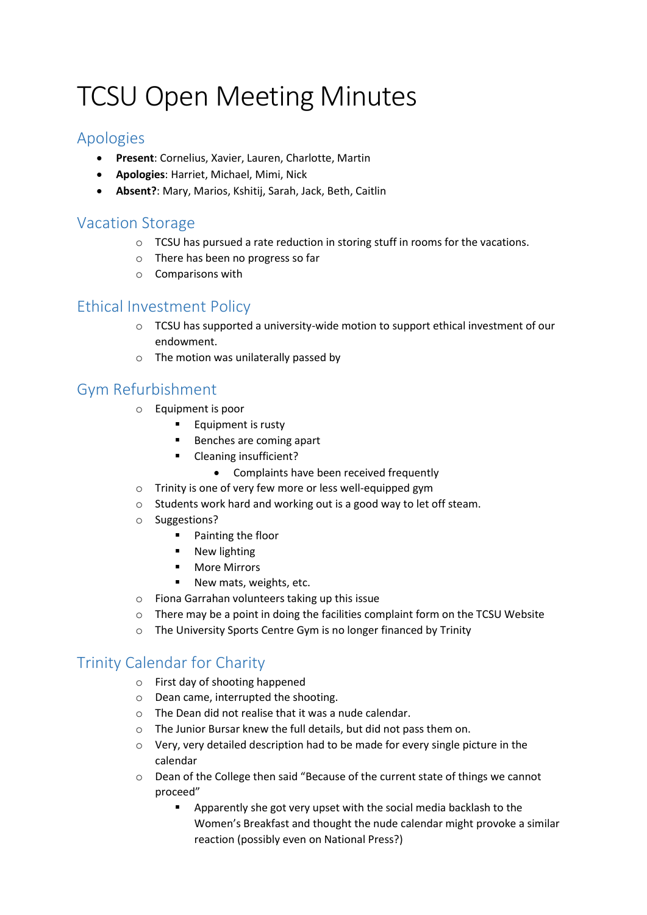# TCSU Open Meeting Minutes

## Apologies

- **Present**: Cornelius, Xavier, Lauren, Charlotte, Martin
- **Apologies**: Harriet, Michael, Mimi, Nick
- **Absent?**: Mary, Marios, Kshitij, Sarah, Jack, Beth, Caitlin

## Vacation Storage

- TCSU has pursued a rate reduction in storing stuff in rooms for the vacations.
- There has been no progress so far
- Comparisons with

## Ethical Investment Policy

- TCSU has supported a university-wide motion to support ethical investment of our endowment.
- The motion was unilaterally passed by

## Gym Refurbishment

- Equipment is poor
  - Equipment is rusty
  - Benches are coming apart
  - Cleaning insufficient?
    - Complaints have been received frequently
- Trinity is one of very few more or less well-equipped gym
- Students work hard and working out is a good way to let off steam.
- Suggestions?
  - Painting the floor
  - New lighting
  - More Mirrors
  - New mats, weights, etc.
- Fiona Garrahan volunteers taking up this issue
- There may be a point in doing the facilities complaint form on the TCSU Website
- The University Sports Centre Gym is no longer financed by Trinity

## Trinity Calendar for Charity

- First day of shooting happened
- Dean came, interrupted the shooting.
- The Dean did not realise that it was a nude calendar.
- The Junior Bursar knew the full details, but did not pass them on.
- Very, very detailed description had to be made for every single picture in the calendar
- Dean of the College then said "Because of the current state of things we cannot proceed"
  - Apparently she got very upset with the social media backlash to the Women's Breakfast and thought the nude calendar might provoke a similar reaction (possibly even on National Press?)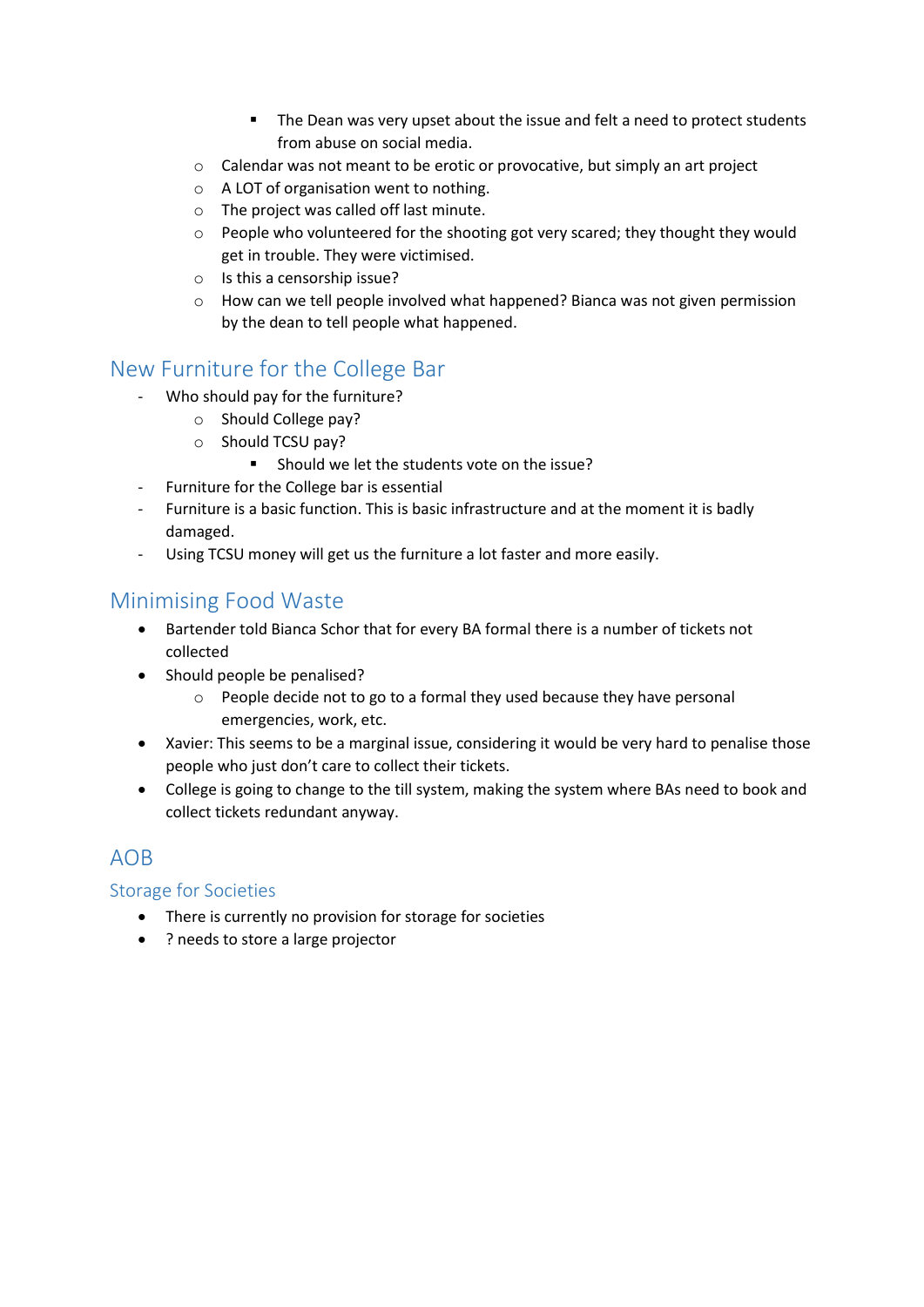- The Dean was very upset about the issue and felt a need to protect students from abuse on social media.
    - Calendar was not meant to be erotic or provocative, but simply an art project
    - A LOT of organisation went to nothing.
    - The project was called off last minute.
    - People who volunteered for the shooting got very scared; they thought they would get in trouble. They were victimised.
    - Is this a censorship issue?
    - How can we tell people involved what happened? Bianca was not given permission by the dean to tell people what happened.

## New Furniture for the College Bar

- Who should pay for the furniture?
    - Should College pay?
    - Should TCSU pay?
        - Should we let the students vote on the issue?
- Furniture for the College bar is essential
- Furniture is a basic function. This is basic infrastructure and at the moment it is badly damaged.
- Using TCSU money will get us the furniture a lot faster and more easily.

## Minimising Food Waste

- Bartender told Bianca Schor that for every BA formal there is a number of tickets not collected
- Should people be penalised?
    - People decide not to go to a formal they used because they have personal emergencies, work, etc.
- Xavier: This seems to be a marginal issue, considering it would be very hard to penalise those people who just don't care to collect their tickets.
- College is going to change to the till system, making the system where BAs need to book and collect tickets redundant anyway.

## AOB

### Storage for Societies

- There is currently no provision for storage for societies
- ? needs to store a large projector